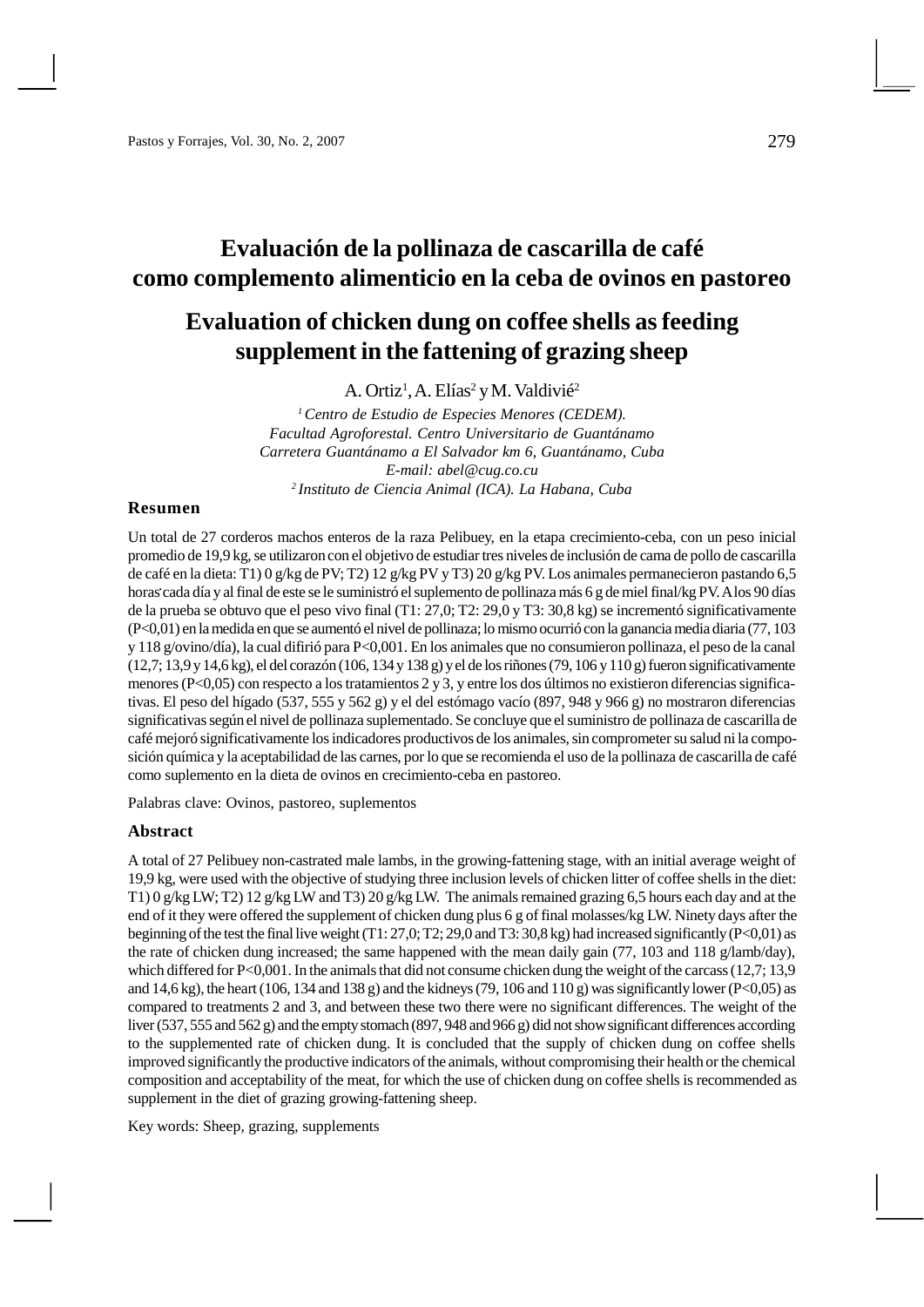# Evaluación de la pollinaza de cascarilla de café como complemento alimenticio en la ceba de ovinos en pastoreo

# Evaluation of chicken dung on coffee shells as feeding supplement in the fattening of grazing sheep

A. Ortiz[1], A. Elías[2] y M. Valdivié[2]

*[1] Centro de Estudio de Especies Menores (CEDEM).*
*Facultad Agroforestal. Centro Universitario de Guantánamo*
*Carretera Guantánamo a El Salvador km 6, Guantánamo, Cuba*
*E-mail: abel@cug.co.cu*
*[2] Instituto de Ciencia Animal (ICA). La Habana, Cuba*

## Resumen

Un total de 27 corderos machos enteros de la raza Pelibuey, en la etapa crecimiento-ceba, con un peso inicial promedio de 19,9 kg, se utilizaron con el objetivo de estudiar tres niveles de inclusión de cama de pollo de cascarilla de café en la dieta: T1) 0 g/kg de PV; T2) 12 g/kg PV y T3) 20 g/kg PV. Los animales permanecieron pastando 6,5 horas cada día y al final de este se le suministró el suplemento de pollinaza más 6 g de miel final/kg PV. A los 90 días de la prueba se obtuvo que el peso vivo final (T1: 27,0; T2: 29,0 y T3: 30,8 kg) se incrementó significativamente (P<0,01) en la medida en que se aumentó el nivel de pollinaza; lo mismo ocurrió con la ganancia media diaria (77, 103 y 118 g/ovino/día), la cual difirió para P<0,001. En los animales que no consumieron pollinaza, el peso de la canal (12,7; 13,9 y 14,6 kg), el del corazón (106, 134 y 138 g) y el de los riñones (79, 106 y 110 g) fueron significativamente menores (P<0,05) con respecto a los tratamientos 2 y 3, y entre los dos últimos no existieron diferencias significativas. El peso del hígado (537, 555 y 562 g) y el del estómago vacío (897, 948 y 966 g) no mostraron diferencias significativas según el nivel de pollinaza suplementado. Se concluye que el suministro de pollinaza de cascarilla de café mejoró significativamente los indicadores productivos de los animales, sin comprometer su salud ni la composición química y la aceptabilidad de las carnes, por lo que se recomienda el uso de la pollinaza de cascarilla de café como suplemento en la dieta de ovinos en crecimiento-ceba en pastoreo.

Palabras clave: Ovinos, pastoreo, suplementos

## Abstract

A total of 27 Pelibuey non-castrated male lambs, in the growing-fattening stage, with an initial average weight of 19,9 kg, were used with the objective of studying three inclusion levels of chicken litter of coffee shells in the diet: T1) 0 g/kg LW; T2) 12 g/kg LW and T3) 20 g/kg LW. The animals remained grazing 6,5 hours each day and at the end of it they were offered the supplement of chicken dung plus 6 g of final molasses/kg LW. Ninety days after the beginning of the test the final live weight (T1: 27,0; T2; 29,0 and T3: 30,8 kg) had increased significantly (P<0,01) as the rate of chicken dung increased; the same happened with the mean daily gain (77, 103 and 118 g/lamb/day), which differed for P<0,001. In the animals that did not consume chicken dung the weight of the carcass (12,7; 13,9 and 14,6 kg), the heart (106, 134 and 138 g) and the kidneys (79, 106 and 110 g) was significantly lower (P<0,05) as compared to treatments 2 and 3, and between these two there were no significant differences. The weight of the liver (537, 555 and 562 g) and the empty stomach (897, 948 and 966 g) did not show significant differences according to the supplemented rate of chicken dung. It is concluded that the supply of chicken dung on coffee shells improved significantly the productive indicators of the animals, without compromising their health or the chemical composition and acceptability of the meat, for which the use of chicken dung on coffee shells is recommended as supplement in the diet of grazing growing-fattening sheep.

Key words: Sheep, grazing, supplements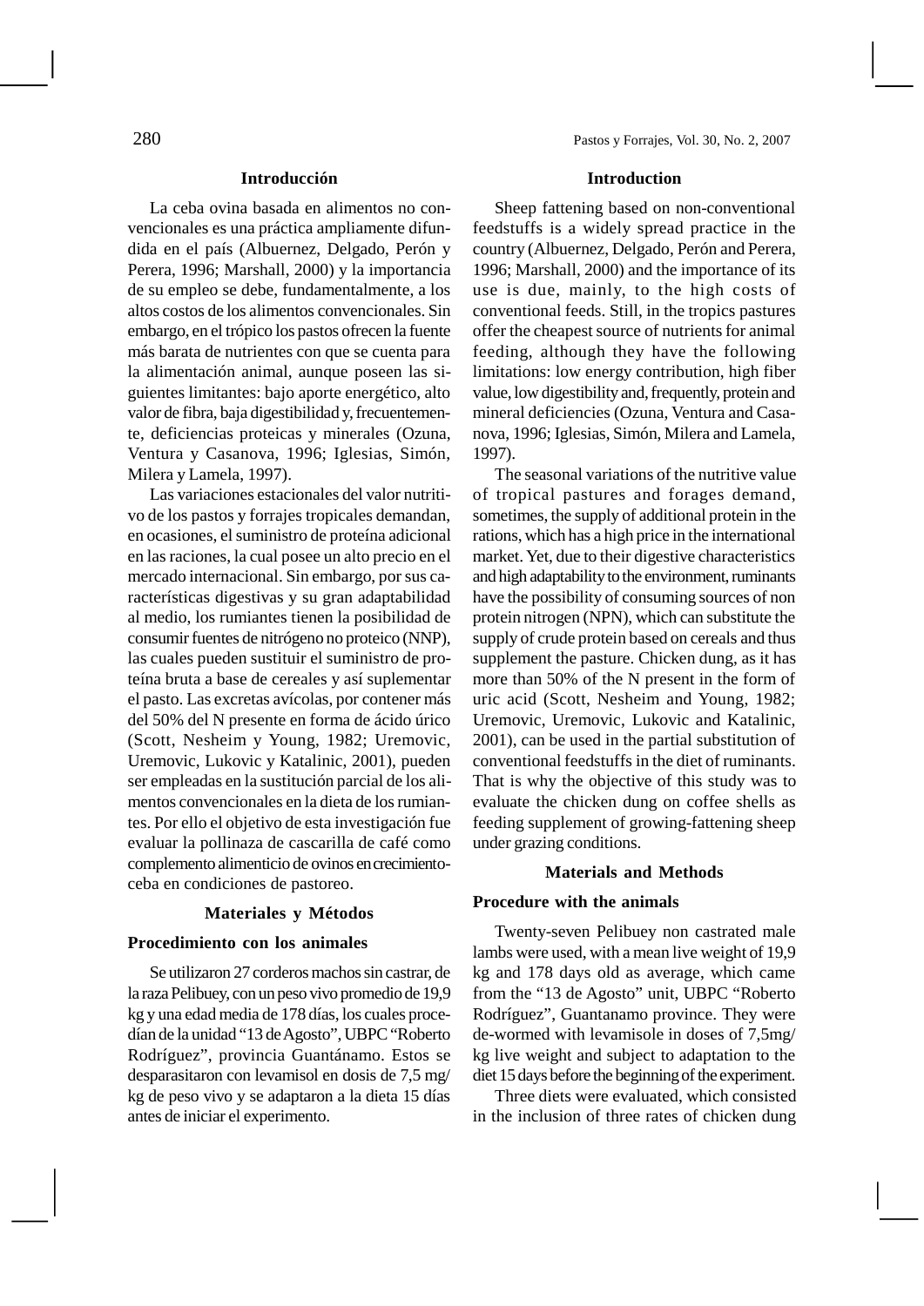## Introducción

La ceba ovina basada en alimentos no convencionales es una práctica ampliamente difundida en el país (Albuernez, Delgado, Perón y Perera, 1996; Marshall, 2000) y la importancia de su empleo se debe, fundamentalmente, a los altos costos de los alimentos convencionales. Sin embargo, en el trópico los pastos ofrecen la fuente más barata de nutrientes con que se cuenta para la alimentación animal, aunque posean las siguientes limitantes: bajo aporte energético, alto valor de fibra, baja digestibilidad y, frecuentemente, deficiencias proteicas y minerales (Ozuna, Ventura y Casanova, 1996; Iglesias, Simón, Milera y Lamela, 1997).

Las variaciones estacionales del valor nutritivo de los pastos y forrajes tropicales demandan, en ocasiones, el suministro de proteína adicional en las raciones, la cual posee un alto precio en el mercado internacional. Sin embargo, por sus características digestivas y su gran adaptabilidad al medio, los rumiantes tienen la posibilidad de consumir fuentes de nitrógeno no proteico (NNP), las cuales pueden sustituir el suministro de proteína bruta a base de cereales y así suplementar el pasto. Las excretas avícolas, por contener más del 50% del N presente en forma de ácido úrico (Scott, Nesheim y Young, 1982; Uremovic, Uremovic, Lukovic y Katalinic, 2001), pueden ser empleadas en la sustitución parcial de los alimentos convencionales en la dieta de los rumiantes. Por ello el objetivo de esta investigación fue evaluar la pollinaza de cascarilla de café como complemento alimenticio de ovinos en crecimiento-ceba en condiciones de pastoreo.

## Materiales y Métodos

### Procedimiento con los animales

Se utilizaron 27 corderos machos sin castrar, de la raza Pelibuey, con un peso vivo promedio de 19,9 kg y una edad media de 178 días, los cuales procedían de la unidad "13 de Agosto", UBPC "Roberto Rodríguez", provincia Guantánamo. Estos se desparasitaron con levamisol en dosis de 7,5 mg/kg de peso vivo y se adaptaron a la dieta 15 días antes de iniciar el experimento.

## Introduction

Sheep fattening based on non-conventional feedstuffs is a widely spread practice in the country (Albuernez, Delgado, Perón and Perera, 1996; Marshall, 2000) and the importance of its use is due, mainly, to the high costs of conventional feeds. Still, in the tropics pastures offer the cheapest source of nutrients for animal feeding, although they have the following limitations: low energy contribution, high fiber value, low digestibility and, frequently, protein and mineral deficiencies (Ozuna, Ventura and Casanova, 1996; Iglesias, Simón, Milera and Lamela, 1997).

The seasonal variations of the nutritive value of tropical pastures and forages demand, sometimes, the supply of additional protein in the rations, which has a high price in the international market. Yet, due to their digestive characteristics and high adaptability to the environment, ruminants have the possibility of consuming sources of non protein nitrogen (NPN), which can substitute the supply of crude protein based on cereals and thus supplement the pasture. Chicken dung, as it has more than 50% of the N present in the form of uric acid (Scott, Nesheim and Young, 1982; Uremovic, Uremovic, Lukovic and Katalinic, 2001), can be used in the partial substitution of conventional feedstuffs in the diet of ruminants. That is why the objective of this study was to evaluate the chicken dung on coffee shells as feeding supplement of growing-fattening sheep under grazing conditions.

## Materials and Methods

### Procedure with the animals

Twenty-seven Pelibuey non castrated male lambs were used, with a mean live weight of 19,9 kg and 178 days old as average, which came from the "13 de Agosto" unit, UBPC "Roberto Rodríguez", Guantanamo province. They were de-wormed with levamisole in doses of 7,5mg/kg live weight and subject to adaptation to the diet 15 days before the beginning of the experiment.

Three diets were evaluated, which consisted in the inclusion of three rates of chicken dung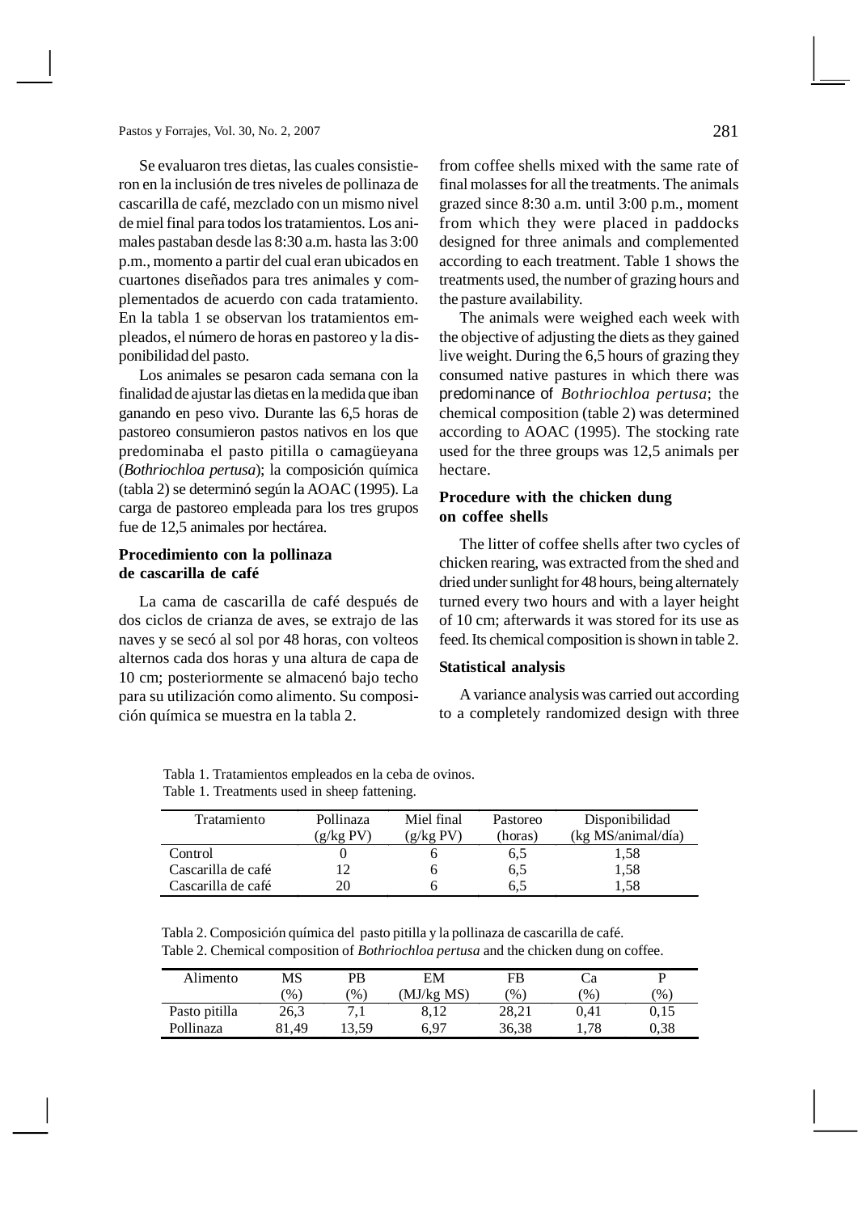Se evaluaron tres dietas, las cuales consistieron en la inclusión de tres niveles de pollinaza de cascarilla de café, mezclado con un mismo nivel de miel final para todos los tratamientos. Los animales pastaban desde las 8:30 a.m. hasta las 3:00 p.m., momento a partir del cual eran ubicados en cuartones diseñados para tres animales y complementados de acuerdo con cada tratamiento. En la tabla 1 se observan los tratamientos empleados, el número de horas en pastoreo y la disponibilidad del pasto.

Los animales se pesaron cada semana con la finalidad de ajustar las dietas en la medida que iban ganando en peso vivo. Durante las 6,5 horas de pastoreo consumieron pastos nativos en los que predominaba el pasto pitilla o camagüeyana (*Bothriochloa pertusa*); la composición química (tabla 2) se determinó según la AOAC (1995). La carga de pastoreo empleada para los tres grupos fue de 12,5 animales por hectárea.

### Procedimiento con la pollinaza de cascarilla de café

La cama de cascarilla de café después de dos ciclos de crianza de aves, se extrajo de las naves y se secó al sol por 48 horas, con volteos alternos cada dos horas y una altura de capa de 10 cm; posteriormente se almacenó bajo techo para su utilización como alimento. Su composición química se muestra en la tabla 2.

from coffee shells mixed with the same rate of final molasses for all the treatments. The animals grazed since 8:30 a.m. until 3:00 p.m., moment from which they were placed in paddocks designed for three animals and complemented according to each treatment. Table 1 shows the treatments used, the number of grazing hours and the pasture availability.

The animals were weighed each week with the objective of adjusting the diets as they gained live weight. During the 6,5 hours of grazing they consumed native pastures in which there was predominance of *Bothriochloa pertusa*; the chemical composition (table 2) was determined according to AOAC (1995). The stocking rate used for the three groups was 12,5 animals per hectare.

### Procedure with the chicken dung on coffee shells

The litter of coffee shells after two cycles of chicken rearing, was extracted from the shed and dried under sunlight for 48 hours, being alternately turned every two hours and with a layer height of 10 cm; afterwards it was stored for its use as feed. Its chemical composition is shown in table 2.

### Statistical analysis

A variance analysis was carried out according to a completely randomized design with three

Tabla 1. Tratamientos empleados en la ceba de ovinos.
Table 1. Treatments used in sheep fattening.

| Tratamiento | Pollinaza (g/kg PV) | Miel final (g/kg PV) | Pastoreo (horas) | Disponibilidad (kg MS/animal/día) |
|---|---|---|---|---|
| Control | 0 | 6 | 6,5 | 1,58 |
| Cascarilla de café | 12 | 6 | 6,5 | 1,58 |
| Cascarilla de café | 20 | 6 | 6,5 | 1,58 |

Tabla 2. Composición química del pasto pitilla y la pollinaza de cascarilla de café.
Table 2. Chemical composition of *Bothriochloa pertusa* and the chicken dung on coffee.

| Alimento | MS (%) | PB (%) | EM (MJ/kg MS) | FB (%) | Ca (%) | P (%) |
|---|---|---|---|---|---|---|
| Pasto pitilla | 26,3 | 7,1 | 8,12 | 28,21 | 0,41 | 0,15 |
| Pollinaza | 81,49 | 13,59 | 6,97 | 36,38 | 1,78 | 0,38 |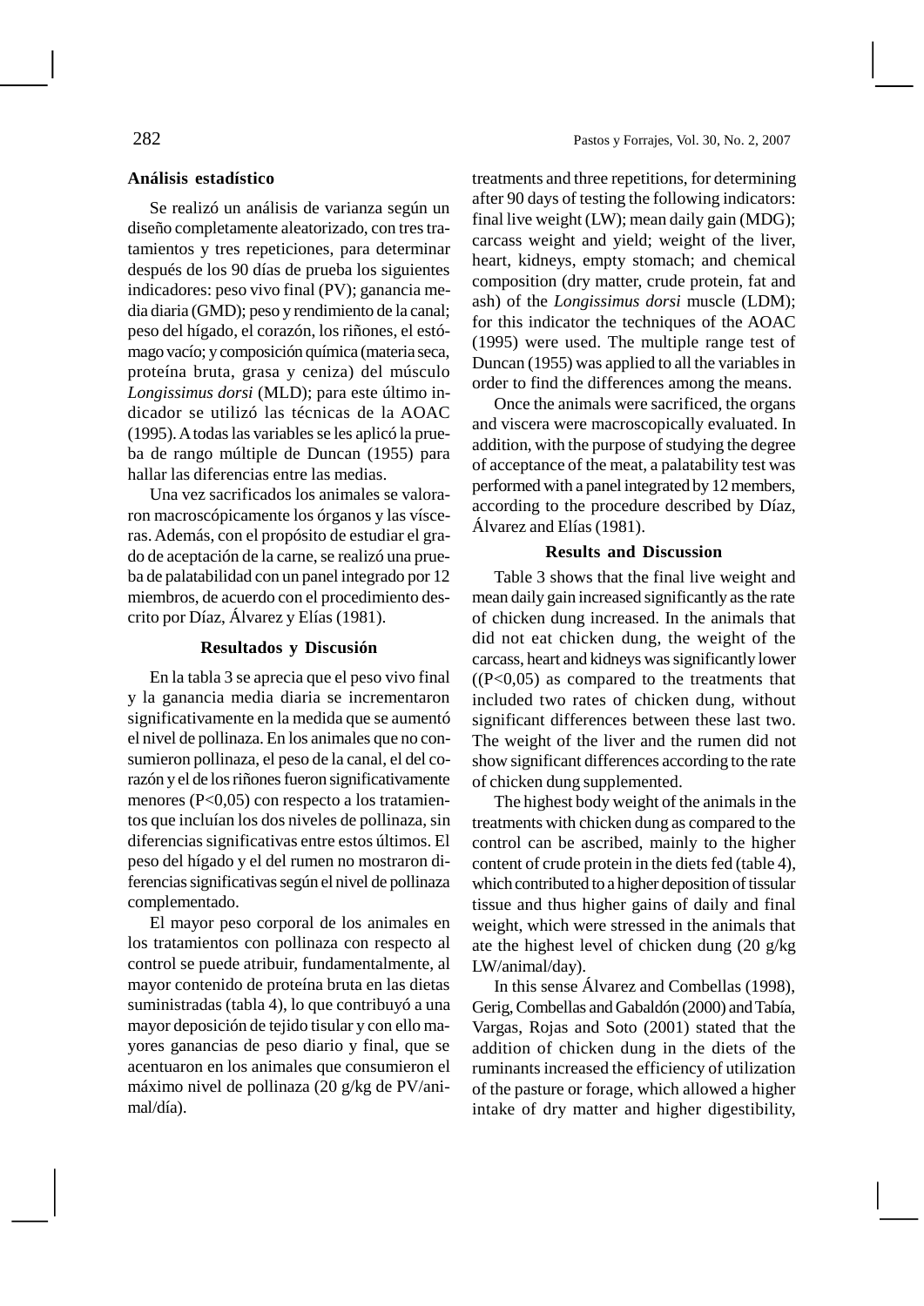### Análisis estadístico

Se realizó un análisis de varianza según un diseño completamente aleatorizado, con tres tratamientos y tres repeticiones, para determinar después de los 90 días de prueba los siguientes indicadores: peso vivo final (PV); ganancia media diaria (GMD); peso y rendimiento de la canal; peso del hígado, el corazón, los riñones, el estómago vacío; y composición química (materia seca, proteína bruta, grasa y ceniza) del músculo *Longissimus dorsi* (MLD); para este último indicador se utilizó las técnicas de la AOAC (1995). A todas las variables se les aplicó la prueba de rango múltiple de Duncan (1955) para hallar las diferencias entre las medias.

Una vez sacrificados los animales se valoraron macroscópicamente los órganos y las vísceras. Además, con el propósito de estudiar el grado de aceptación de la carne, se realizó una prueba de palatabilidad con un panel integrado por 12 miembros, de acuerdo con el procedimiento descrito por Díaz, Álvarez y Elías (1981).

### Resultados y Discusión

En la tabla 3 se aprecia que el peso vivo final y la ganancia media diaria se incrementaron significativamente en la medida que se aumentó el nivel de pollinaza. En los animales que no consumieron pollinaza, el peso de la canal, el del corazón y el de los riñones fueron significativamente menores ($P<0{,}05$) con respecto a los tratamientos que incluían los dos niveles de pollinaza, sin diferencias significativas entre estos últimos. El peso del hígado y el del rumen no mostraron diferencias significativas según el nivel de pollinaza complementado.

El mayor peso corporal de los animales en los tratamientos con pollinaza con respecto al control se puede atribuir, fundamentalmente, al mayor contenido de proteína bruta en las dietas suministradas (tabla 4), lo que contribuyó a una mayor deposición de tejido tisular y con ello mayores ganancias de peso diario y final, que se acentuaron en los animales que consumieron el máximo nivel de pollinaza (20 g/kg de PV/animal/día).

treatments and three repetitions, for determining after 90 days of testing the following indicators: final live weight (LW); mean daily gain (MDG); carcass weight and yield; weight of the liver, heart, kidneys, empty stomach; and chemical composition (dry matter, crude protein, fat and ash) of the *Longissimus dorsi* muscle (LDM); for this indicator the techniques of the AOAC (1995) were used. The multiple range test of Duncan (1955) was applied to all the variables in order to find the differences among the means.

Once the animals were sacrificed, the organs and viscera were macroscopically evaluated. In addition, with the purpose of studying the degree of acceptance of the meat, a palatability test was performed with a panel integrated by 12 members, according to the procedure described by Díaz, Álvarez and Elías (1981).

### Results and Discussion

Table 3 shows that the final live weight and mean daily gain increased significantly as the rate of chicken dung increased. In the animals that did not eat chicken dung, the weight of the carcass, heart and kidneys was significantly lower (($P<0{,}05$) as compared to the treatments that included two rates of chicken dung, without significant differences between these last two. The weight of the liver and the rumen did not show significant differences according to the rate of chicken dung supplemented.

The highest body weight of the animals in the treatments with chicken dung as compared to the control can be ascribed, mainly to the higher content of crude protein in the diets fed (table 4), which contributed to a higher deposition of tissular tissue and thus higher gains of daily and final weight, which were stressed in the animals that ate the highest level of chicken dung (20 g/kg LW/animal/day).

In this sense Álvarez and Combellas (1998), Gerig, Combellas and Gabaldón (2000) and Tabía, Vargas, Rojas and Soto (2001) stated that the addition of chicken dung in the diets of the ruminants increased the efficiency of utilization of the pasture or forage, which allowed a higher intake of dry matter and higher digestibility,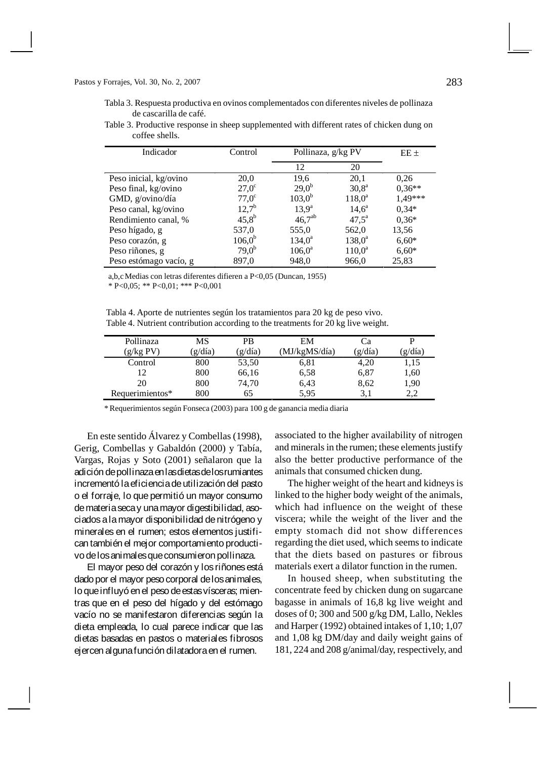Tabla 3. Respuesta productiva en ovinos complementados con diferentes niveles de pollinaza de cascarilla de café.

Table 3. Productive response in sheep supplemented with different rates of chicken dung on coffee shells.

| Indicador | Control | Pollinaza, g/kg PV | | EE ± |
|---|---|---|---|---|
| | | 12 | 20 | |
| Peso inicial, kg/ovino | 20,0 | 19,6 | 20,1 | 0,26 |
| Peso final, kg/ovino | $27,0^{c}$ | $29,0^{b}$ | $30,8^{a}$ | 0,36** |
| GMD, g/ovino/día | $77,0^{c}$ | $103,0^{b}$ | $118,0^{a}$ | 1,49*** |
| Peso canal, kg/ovino | $12,7^{b}$ | $13,9^{a}$ | $14,6^{a}$ | 0,34* |
| Rendimiento canal, % | $45,8^{b}$ | $46,7^{ab}$ | $47,5^{a}$ | 0,36* |
| Peso hígado, g | 537,0 | 555,0 | 562,0 | 13,56 |
| Peso corazón, g | $106,0^{b}$ | $134,0^{a}$ | $138,0^{a}$ | 6,60* |
| Peso riñones, g | $79,0^{b}$ | $106,0^{a}$ | $110,0^{a}$ | 6,60* |
| Peso estómago vacío, g | 897,0 | 948,0 | 966,0 | 25,83 |

a,b,c Medias con letras diferentes difieren a P<0,05 (Duncan, 1955)

* P<0,05; ** P<0,01; *** P<0,001

Tabla 4. Aporte de nutrientes según los tratamientos para 20 kg de peso vivo.

Table 4. Nutrient contribution according to the treatments for 20 kg live weight.

| Pollinaza (g/kg PV) | MS (g/día) | PB (g/día) | EM (MJ/kgMS/día) | Ca (g/día) | P (g/día) |
|---|---|---|---|---|---|
| Control | 800 | 53,50 | 6,81 | 4,20 | 1,15 |
| 12 | 800 | 66,16 | 6,58 | 6,87 | 1,60 |
| 20 | 800 | 74,70 | 6,43 | 8,62 | 1,90 |
| Requerimientos* | 800 | 65 | 5,95 | 3,1 | 2,2 |

* Requerimientos según Fonseca (2003) para 100 g de ganancia media diaria

En este sentido Álvarez y Combellas (1998), Gerig, Combellas y Gabaldón (2000) y Tabía, Vargas, Rojas y Soto (2001) señalaron que la adición de pollinaza en las dietas de los rumiantes incrementó la eficiencia de utilización del pasto o el forraje, lo que permitió un mayor consumo de materia seca y una mayor digestibilidad, asociados a la mayor disponibilidad de nitrógeno y minerales en el rumen; estos elementos justifican también el mejor comportamiento productivo de los animales que consumieron pollinaza.

El mayor peso del corazón y los riñones está dado por el mayor peso corporal de los animales, lo que influyó en el peso de estas vísceras; mientras que en el peso del hígado y del estómago vacío no se manifestaron diferencias según la dieta empleada, lo cual parece indicar que las dietas basadas en pastos o materiales fibrosos ejercen alguna función dilatadora en el rumen.

associated to the higher availability of nitrogen and minerals in the rumen; these elements justify also the better productive performance of the animals that consumed chicken dung.

The higher weight of the heart and kidneys is linked to the higher body weight of the animals, which had influence on the weight of these viscera; while the weight of the liver and the empty stomach did not show differences regarding the diet used, which seems to indicate that the diets based on pastures or fibrous materials exert a dilator function in the rumen.

In housed sheep, when substituting the concentrate feed by chicken dung on sugarcane bagasse in animals of 16,8 kg live weight and doses of 0; 300 and 500 g/kg DM, Lallo, Nekles and Harper (1992) obtained intakes of 1,10; 1,07 and 1,08 kg DM/day and daily weight gains of 181, 224 and 208 g/animal/day, respectively, and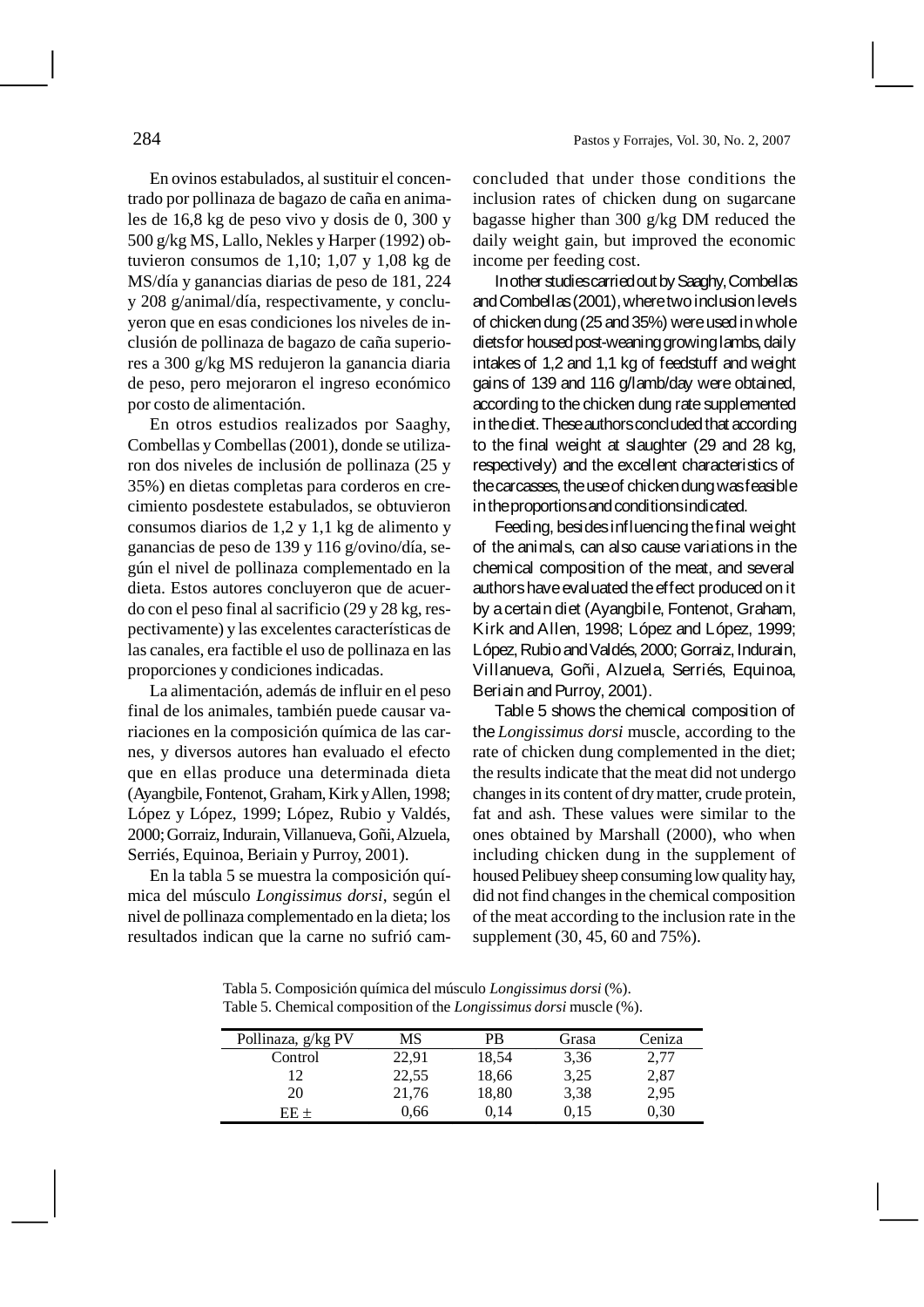En ovinos estabulados, al sustituir el concentrado por pollinaza de bagazo de caña en animales de 16,8 kg de peso vivo y dosis de 0, 300 y 500 g/kg MS, Lallo, Nekles y Harper (1992) obtuvieron consumos de 1,10; 1,07 y 1,08 kg de MS/día y ganancias diarias de peso de 181, 224 y 208 g/animal/día, respectivamente, y concluyeron que en esas condiciones los niveles de inclusión de pollinaza de bagazo de caña superiores a 300 g/kg MS redujeron la ganancia diaria de peso, pero mejoraron el ingreso económico por costo de alimentación.

En otros estudios realizados por Saaghy, Combellas y Combellas (2001), donde se utilizaron dos niveles de inclusión de pollinaza (25 y 35%) en dietas completas para corderos en crecimiento posdestete estabulados, se obtuvieron consumos diarios de 1,2 y 1,1 kg de alimento y ganancias de peso de 139 y 116 g/ovino/día, según el nivel de pollinaza complementado en la dieta. Estos autores concluyeron que de acuerdo con el peso final al sacrificio (29 y 28 kg, respectivamente) y las excelentes características de las canales, era factible el uso de pollinaza en las proporciones y condiciones indicadas.

La alimentación, además de influir en el peso final de los animales, también puede causar variaciones en la composición química de las carnes, y diversos autores han evaluado el efecto que en ellas produce una determinada dieta (Ayangbile, Fontenot, Graham, Kirk y Allen, 1998; López y López, 1999; López, Rubio y Valdés, 2000; Gorraiz, Indurain, Villanueva, Goñi, Alzuela, Serriés, Equinoa, Beriain y Purroy, 2001).

En la tabla 5 se muestra la composición química del músculo *Longissimus dorsi*, según el nivel de pollinaza complementado en la dieta; los resultados indican que la carne no sufrió cambios

concluded that under those conditions the inclusion rates of chicken dung on sugarcane bagasse higher than 300 g/kg DM reduced the daily weight gain, but improved the economic income per feeding cost.

In other studies carried out by Saaghy, Combellas and Combellas (2001), where two inclusion levels of chicken dung (25 and 35%) were used in whole diets for housed post-weaning growing lambs, daily intakes of 1,2 and 1,1 kg of feedstuff and weight gains of 139 and 116 g/lamb/day were obtained, according to the chicken dung rate supplemented in the diet. These authors concluded that according to the final weight at slaughter (29 and 28 kg, respectively) and the excellent characteristics of the carcasses, the use of chicken dung was feasible in the proportions and conditions indicated.

Feeding, besides influencing the final weight of the animals, can also cause variations in the chemical composition of the meat, and several authors have evaluated the effect produced on it by a certain diet (Ayangbile, Fontenot, Graham, Kirk and Allen, 1998; López and López, 1999; López, Rubio and Valdés, 2000; Gorraiz, Indurain, Villanueva, Goñi, Alzuela, Serriés, Equinoa, Beriain and Purroy, 2001).

Table 5 shows the chemical composition of the *Longissimus dorsi* muscle, according to the rate of chicken dung complemented in the diet; the results indicate that the meat did not undergo changes in its content of dry matter, crude protein, fat and ash. These values were similar to the ones obtained by Marshall (2000), who when including chicken dung in the supplement of housed Pelibuey sheep consuming low quality hay, did not find changes in the chemical composition of the meat according to the inclusion rate in the supplement (30, 45, 60 and 75%).

Tabla 5. Composición química del músculo *Longissimus dorsi* (%).
Table 5. Chemical composition of the *Longissimus dorsi* muscle (%).

| Pollinaza, g/kg PV | MS | PB | Grasa | Ceniza |
|---|---|---|---|---|
| Control | 22,91 | 18,54 | 3,36 | 2,77 |
| 12 | 22,55 | 18,66 | 3,25 | 2,87 |
| 20 | 21,76 | 18,80 | 3,38 | 2,95 |
| EE ± | 0,66 | 0,14 | 0,15 | 0,30 |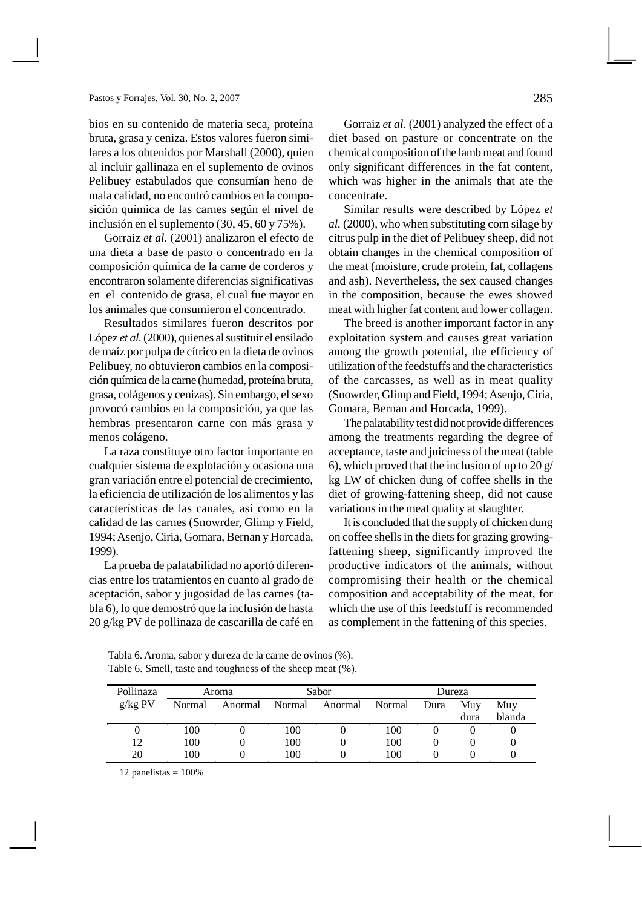bios en su contenido de materia seca, proteína bruta, grasa y ceniza. Estos valores fueron similares a los obtenidos por Marshall (2000), quien al incluir gallinaza en el suplemento de ovinos Pelibuey estabulados que consumían heno de mala calidad, no encontró cambios en la composición química de las carnes según el nivel de inclusión en el suplemento (30, 45, 60 y 75%).

Gorraiz *et al.* (2001) analizaron el efecto de una dieta a base de pasto o concentrado en la composición química de la carne de corderos y encontraron solamente diferencias significativas en el contenido de grasa, el cual fue mayor en los animales que consumieron el concentrado.

Resultados similares fueron descritos por López *et al.* (2000), quienes al sustituir el ensilado de maíz por pulpa de cítrico en la dieta de ovinos Pelibuey, no obtuvieron cambios en la composición química de la carne (humedad, proteína bruta, grasa, colágenos y cenizas). Sin embargo, el sexo provocó cambios en la composición, ya que las hembras presentaron carne con más grasa y menos colágeno.

La raza constituye otro factor importante en cualquier sistema de explotación y ocasiona una gran variación entre el potencial de crecimiento, la eficiencia de utilización de los alimentos y las características de las canales, así como en la calidad de las carnes (Snowrder, Glimp y Field, 1994; Asenjo, Ciria, Gomara, Bernan y Horcada, 1999).

La prueba de palatabilidad no aportó diferencias entre los tratamientos en cuanto al grado de aceptación, sabor y jugosidad de las carnes (tabla 6), lo que demostró que la inclusión de hasta 20 g/kg PV de pollinaza de cascarilla de café en

Gorraiz *et al*. (2001) analyzed the effect of a diet based on pasture or concentrate on the chemical composition of the lamb meat and found only significant differences in the fat content, which was higher in the animals that ate the concentrate.

Similar results were described by López *et al.* (2000), who when substituting corn silage by citrus pulp in the diet of Pelibuey sheep, did not obtain changes in the chemical composition of the meat (moisture, crude protein, fat, collagens and ash). Nevertheless, the sex caused changes in the composition, because the ewes showed meat with higher fat content and lower collagen.

The breed is another important factor in any exploitation system and causes great variation among the growth potential, the efficiency of utilization of the feedstuffs and the characteristics of the carcasses, as well as in meat quality (Snowrder, Glimp and Field, 1994; Asenjo, Ciria, Gomara, Bernan and Horcada, 1999).

The palatability test did not provide differences among the treatments regarding the degree of acceptance, taste and juiciness of the meat (table 6), which proved that the inclusion of up to 20 g/kg LW of chicken dung of coffee shells in the diet of growing-fattening sheep, did not cause variations in the meat quality at slaughter.

It is concluded that the supply of chicken dung on coffee shells in the diets for grazing growing-fattening sheep, significantly improved the productive indicators of the animals, without compromising their health or the chemical composition and acceptability of the meat, for which the use of this feedstuff is recommended as complement in the fattening of this species.

Tabla 6. Aroma, sabor y dureza de la carne de ovinos (%).
Table 6. Smell, taste and toughness of the sheep meat (%).

| Pollinaza | Aroma | | Sabor | | Dureza | | | |
|---|---|---|---|---|---|---|---|---|
| g/kg PV | Normal | Anormal | Normal | Anormal | Normal | Dura | Muy dura | Muy blanda |
| 0 | 100 | 0 | 100 | 0 | 100 | 0 | 0 | 0 |
| 12 | 100 | 0 | 100 | 0 | 100 | 0 | 0 | 0 |
| 20 | 100 | 0 | 100 | 0 | 100 | 0 | 0 | 0 |

12 panelistas = 100%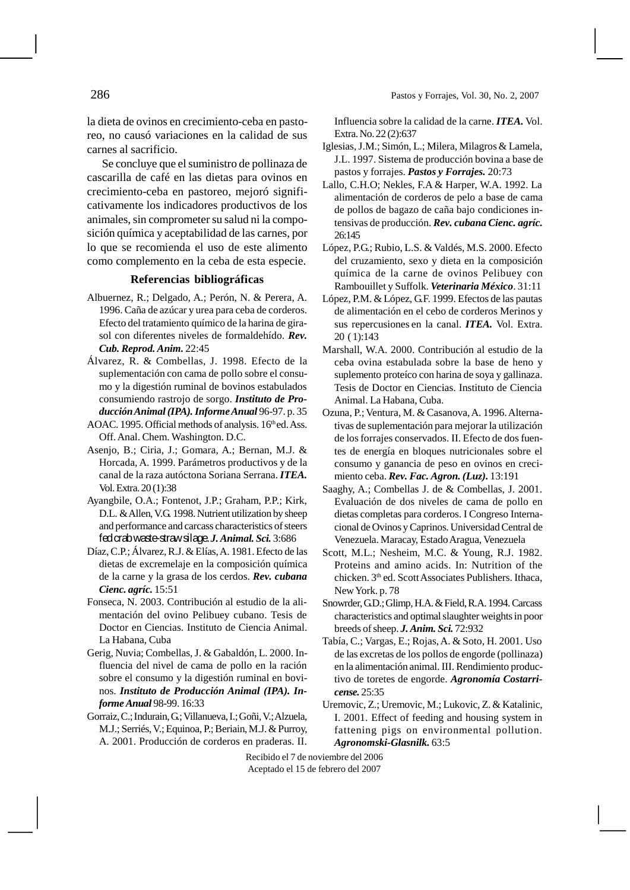la dieta de ovinos en crecimiento-ceba en pastoreo, no causó variaciones en la calidad de sus carnes al sacrificio.

Se concluye que el suministro de pollinaza de cascarilla de café en las dietas para ovinos en crecimiento-ceba en pastoreo, mejoró significativamente los indicadores productivos de los animales, sin comprometer su salud ni la composición química y aceptabilidad de las carnes, por lo que se recomienda el uso de este alimento como complemento en la ceba de esta especie.

### Referencias bibliográficas

Albuernez, R.; Delgado, A.; Perón, N. & Perera, A. 1996. Caña de azúcar y urea para ceba de corderos. Efecto del tratamiento químico de la harina de girasol con diferentes niveles de formaldehído. ***Rev. Cub. Reprod. Anim.*** 22:45

Álvarez, R. & Combellas, J. 1998. Efecto de la suplementación con cama de pollo sobre el consumo y la digestión ruminal de bovinos estabulados consumiendo rastrojo de sorgo. ***Instituto de Producción Animal (IPA). Informe Anual*** 96-97. p. 35

AOAC. 1995. Official methods of analysis. 16th ed. Ass. Off. Anal. Chem. Washington. D.C.

Asenjo, B.; Ciria, J.; Gomara, A.; Bernan, M.J. & Horcada, A. 1999. Parámetros productivos y de la canal de la raza autóctona Soriana Serrana. ***ITEA.*** Vol. Extra. 20 (1):38

Ayangbile, O.A.; Fontenot, J.P.; Graham, P.P.; Kirk, D.L. & Allen, V.G. 1998. Nutrient utilization by sheep and performance and carcass characteristics of steers fed crab waste-straw silage. ***J. Animal. Sci.*** 3:686

Díaz, C.P.; Álvarez, R.J. & Elías, A. 1981. Efecto de las dietas de excremelaje en la composición química de la carne y la grasa de los cerdos. ***Rev. cubana Cienc. agríc.*** 15:51

Fonseca, N. 2003. Contribución al estudio de la alimentación del ovino Pelibuey cubano. Tesis de Doctor en Ciencias. Instituto de Ciencia Animal. La Habana, Cuba

Gerig, Nuvia; Combellas, J. & Gabaldón, L. 2000. Influencia del nivel de cama de pollo en la ración sobre el consumo y la digestión ruminal en bovinos. ***Instituto de Producción Animal (IPA). Informe Anual*** 98-99. 16:33

Gorraiz, C.; Indurain, G.; Villanueva, I.; Goñi, V.; Alzuela, M.J.; Serriés, V.; Equinoa, P.; Beriain, M.J. & Purroy, A. 2001. Producción de corderos en praderas. II. Influencia sobre la calidad de la carne. ***ITEA.*** Vol. Extra. No. 22 (2):637

Iglesias, J.M.; Simón, L.; Milera, Milagros & Lamela, J.L. 1997. Sistema de producción bovina a base de pastos y forrajes. ***Pastos y Forrajes.*** 20:73

Lallo, C.H.O; Nekles, F.A & Harper, W.A. 1992. La alimentación de corderos de pelo a base de cama de pollos de bagazo de caña bajo condiciones intensivas de producción. ***Rev. cubana Cienc. agríc.*** 26:145

López, P.G.; Rubio, L.S. & Valdés, M.S. 2000. Efecto del cruzamiento, sexo y dieta en la composición química de la carne de ovinos Pelibuey con Rambouillet y Suffolk. ***Veterinaria México***. 31:11

López, P.M. & López, G.F. 1999. Efectos de las pautas de alimentación en el cebo de corderos Merinos y sus repercusiones en la canal. ***ITEA.*** Vol. Extra. 20 ( 1):143

Marshall, W.A. 2000. Contribución al estudio de la ceba ovina estabulada sobre la base de heno y suplemento proteíco con harina de soya y gallinaza. Tesis de Doctor en Ciencias. Instituto de Ciencia Animal. La Habana, Cuba.

Ozuna, P.; Ventura, M. & Casanova, A. 1996. Alternativas de suplementación para mejorar la utilización de los forrajes conservados. II. Efecto de dos fuentes de energía en bloques nutricionales sobre el consumo y ganancia de peso en ovinos en crecimiento ceba. ***Rev. Fac. Agron. (Luz).*** 13:191

Saaghy, A.; Combellas J. de & Combellas, J. 2001. Evaluación de dos niveles de cama de pollo en dietas completas para corderos. I Congreso Internacional de Ovinos y Caprinos. Universidad Central de Venezuela. Maracay, Estado Aragua, Venezuela

Scott, M.L.; Nesheim, M.C. & Young, R.J. 1982. Proteins and amino acids. In: Nutrition of the chicken. 3th ed. Scott Associates Publishers. Ithaca, New York. p. 78

Snowrder, G.D.; Glimp, H.A. & Field, R.A. 1994. Carcass characteristics and optimal slaughter weights in poor breeds of sheep. ***J. Anim. Sci.*** 72:932

Tabía, C.; Vargas, E.; Rojas, A. & Soto, H. 2001. Uso de las excretas de los pollos de engorde (pollinaza) en la alimentación animal. III. Rendimiento productivo de toretes de engorde. ***Agronomía Costarricense.*** 25:35

Uremovic, Z.; Uremovic, M.; Lukovic, Z. & Katalinic, I. 2001. Effect of feeding and housing system in fattening pigs on environmental pollution. ***Agronomsk-Glasnilk.*** 63:5

Recibido el 7 de noviembre del 2006
Aceptado el 15 de febrero del 2007